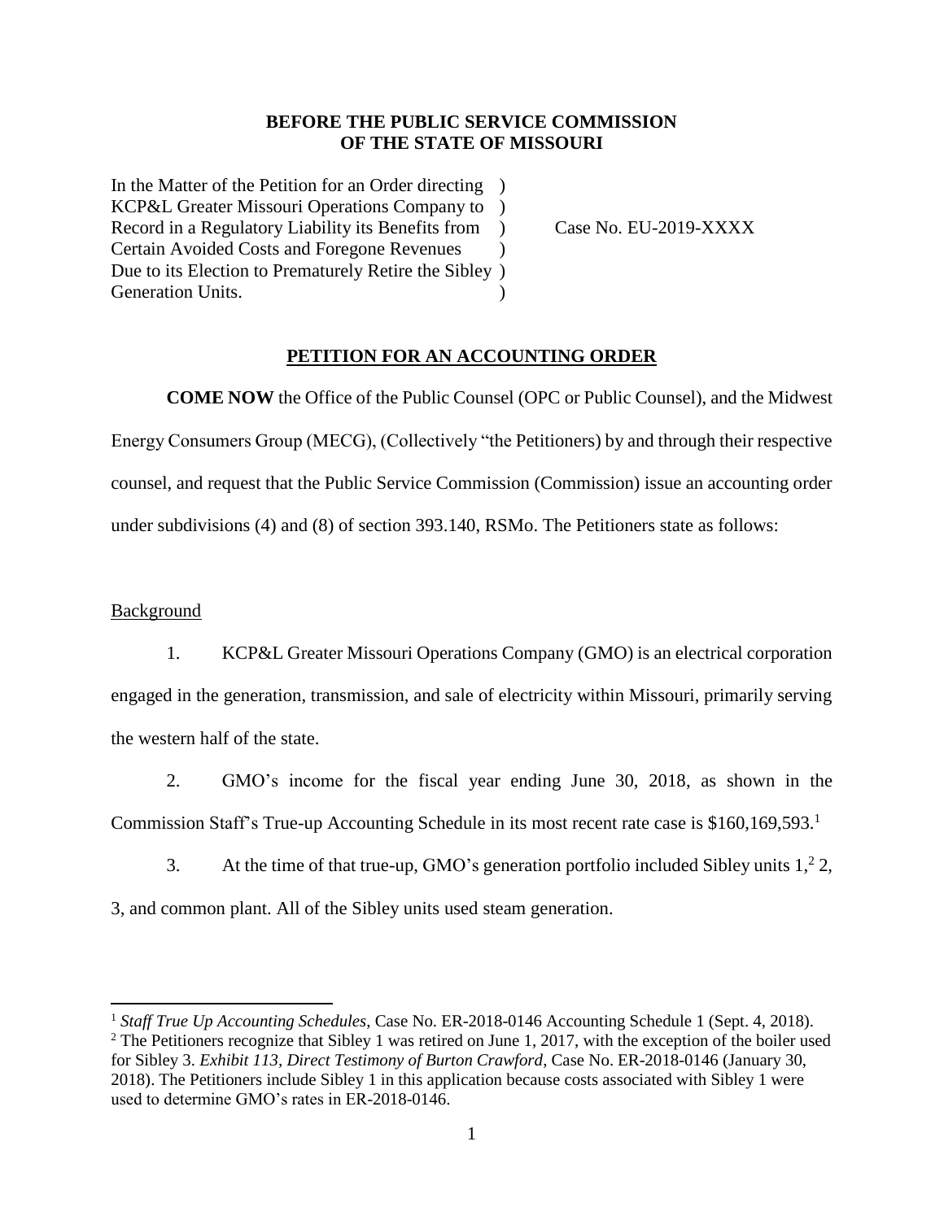**BEFORE THE PUBLIC SERVICE COMMISSION**
**OF THE STATE OF MISSOURI**

| | |
|---|---|
| In the Matter of the Petition for an Order directing KCP&L Greater Missouri Operations Company to Record in a Regulatory Liability its Benefits from Certain Avoided Costs and Foregone Revenues Due to its Election to Prematurely Retire the Sibley Generation Units. | Case No. EU-2019-XXXX |

## PETITION FOR AN ACCOUNTING ORDER

**COME NOW** the Office of the Public Counsel (OPC or Public Counsel), and the Midwest Energy Consumers Group (MECG), (Collectively "the Petitioners) by and through their respective counsel, and request that the Public Service Commission (Commission) issue an accounting order under subdivisions (4) and (8) of section 393.140, RSMo. The Petitioners state as follows:

Background

1. KCP&L Greater Missouri Operations Company (GMO) is an electrical corporation engaged in the generation, transmission, and sale of electricity within Missouri, primarily serving the western half of the state.

2. GMO's income for the fiscal year ending June 30, 2018, as shown in the Commission Staff's True-up Accounting Schedule in its most recent rate case is $160,169,593.[1]

3. At the time of that true-up, GMO's generation portfolio included Sibley units 1,[2] 2, 3, and common plant. All of the Sibley units used steam generation.

---

[1] *Staff True Up Accounting Schedules*, Case No. ER-2018-0146 Accounting Schedule 1 (Sept. 4, 2018).

[2] The Petitioners recognize that Sibley 1 was retired on June 1, 2017, with the exception of the boiler used for Sibley 3. *Exhibit 113, Direct Testimony of Burton Crawford*, Case No. ER-2018-0146 (January 30, 2018). The Petitioners include Sibley 1 in this application because costs associated with Sibley 1 were used to determine GMO's rates in ER-2018-0146.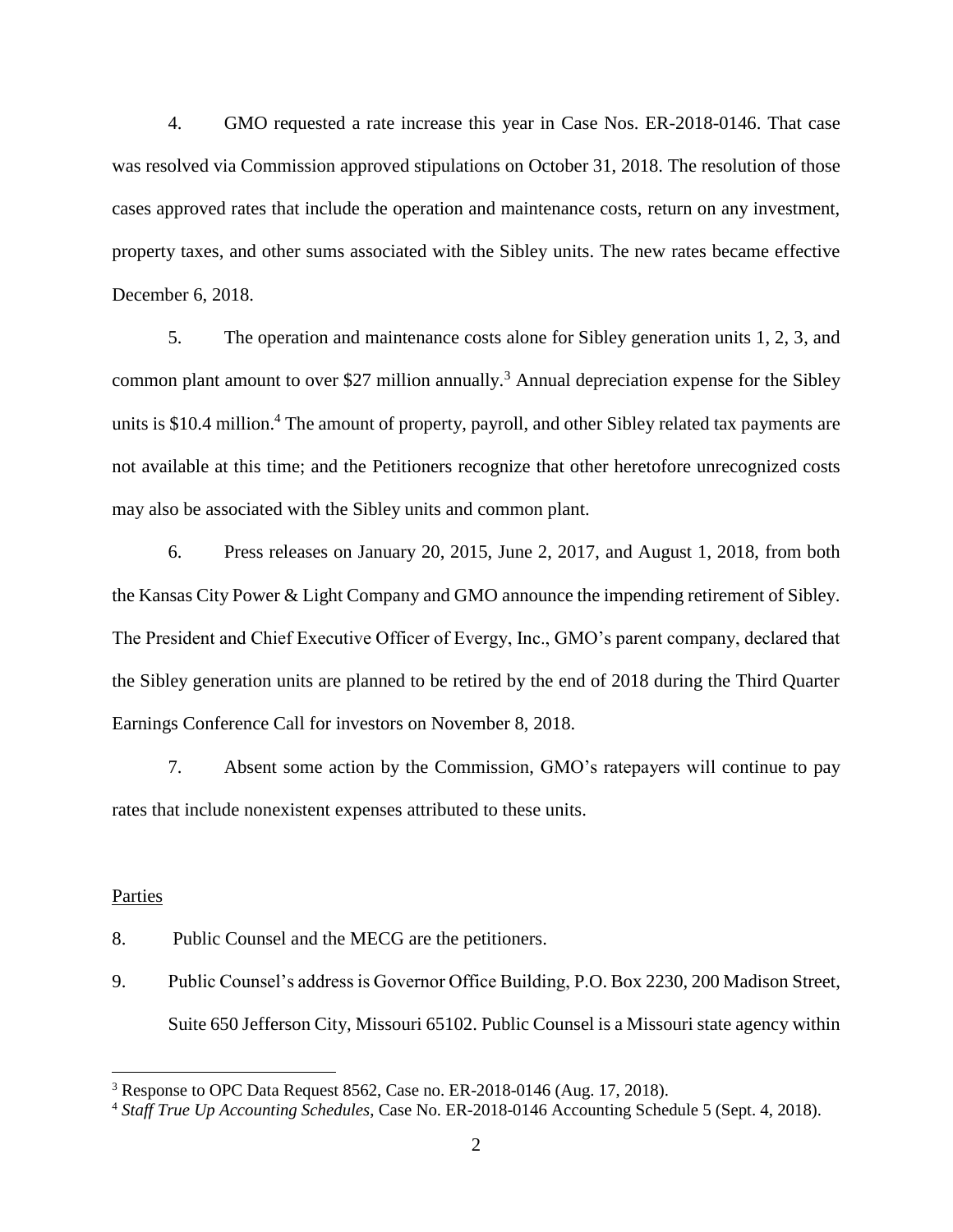4. GMO requested a rate increase this year in Case Nos. ER-2018-0146. That case was resolved via Commission approved stipulations on October 31, 2018. The resolution of those cases approved rates that include the operation and maintenance costs, return on any investment, property taxes, and other sums associated with the Sibley units. The new rates became effective December 6, 2018.

5. The operation and maintenance costs alone for Sibley generation units 1, 2, 3, and common plant amount to over $27 million annually.[3] Annual depreciation expense for the Sibley units is $10.4 million.[4] The amount of property, payroll, and other Sibley related tax payments are not available at this time; and the Petitioners recognize that other heretofore unrecognized costs may also be associated with the Sibley units and common plant.

6. Press releases on January 20, 2015, June 2, 2017, and August 1, 2018, from both the Kansas City Power & Light Company and GMO announce the impending retirement of Sibley. The President and Chief Executive Officer of Evergy, Inc., GMO's parent company, declared that the Sibley generation units are planned to be retired by the end of 2018 during the Third Quarter Earnings Conference Call for investors on November 8, 2018.

7. Absent some action by the Commission, GMO's ratepayers will continue to pay rates that include nonexistent expenses attributed to these units.

<u>Parties</u>

8. Public Counsel and the MECG are the petitioners.

9. Public Counsel's address is Governor Office Building, P.O. Box 2230, 200 Madison Street, Suite 650 Jefferson City, Missouri 65102. Public Counsel is a Missouri state agency within

---

[3] Response to OPC Data Request 8562, Case no. ER-2018-0146 (Aug. 17, 2018).

[4] *Staff True Up Accounting Schedules*, Case No. ER-2018-0146 Accounting Schedule 5 (Sept. 4, 2018).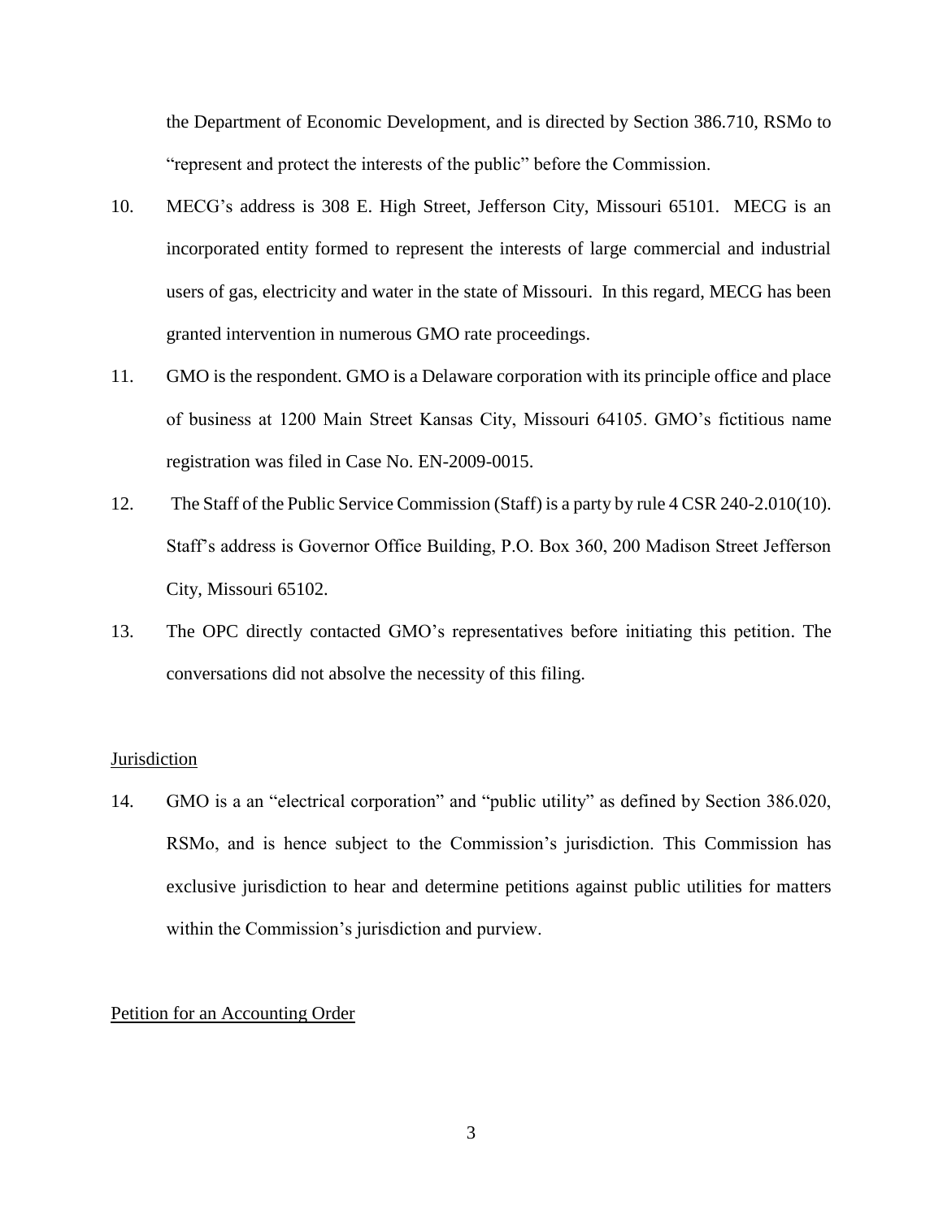the Department of Economic Development, and is directed by Section 386.710, RSMo to "represent and protect the interests of the public" before the Commission.

10. MECG's address is 308 E. High Street, Jefferson City, Missouri 65101. MECG is an incorporated entity formed to represent the interests of large commercial and industrial users of gas, electricity and water in the state of Missouri. In this regard, MECG has been granted intervention in numerous GMO rate proceedings.

11. GMO is the respondent. GMO is a Delaware corporation with its principle office and place of business at 1200 Main Street Kansas City, Missouri 64105. GMO's fictitious name registration was filed in Case No. EN-2009-0015.

12. The Staff of the Public Service Commission (Staff) is a party by rule 4 CSR 240-2.010(10). Staff's address is Governor Office Building, P.O. Box 360, 200 Madison Street Jefferson City, Missouri 65102.

13. The OPC directly contacted GMO's representatives before initiating this petition. The conversations did not absolve the necessity of this filing.

<u>Jurisdiction</u>

14. GMO is a an "electrical corporation" and "public utility" as defined by Section 386.020, RSMo, and is hence subject to the Commission's jurisdiction. This Commission has exclusive jurisdiction to hear and determine petitions against public utilities for matters within the Commission's jurisdiction and purview.

<u>Petition for an Accounting Order</u>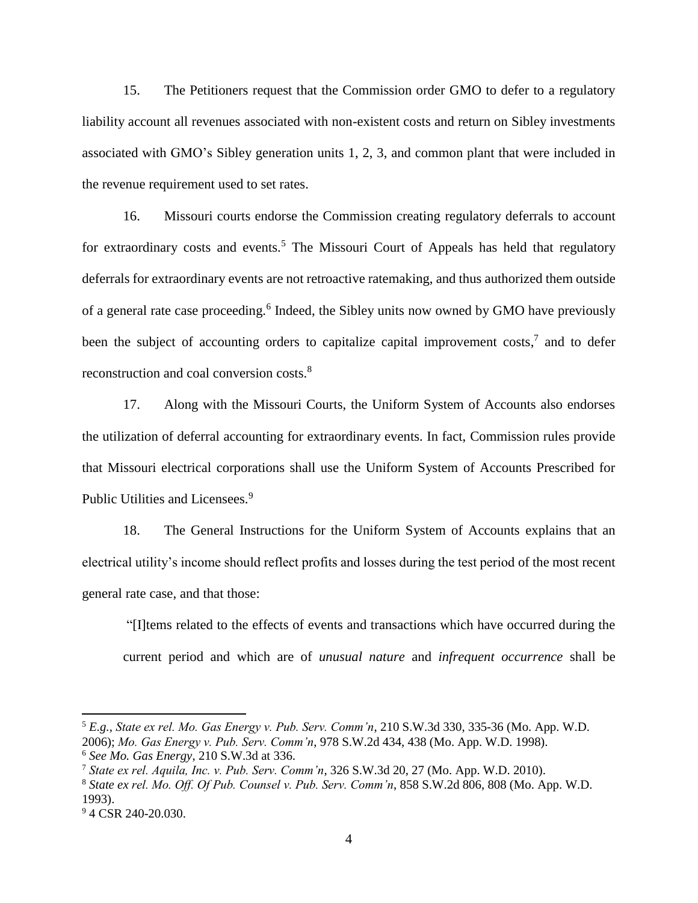15. The Petitioners request that the Commission order GMO to defer to a regulatory liability account all revenues associated with non-existent costs and return on Sibley investments associated with GMO's Sibley generation units 1, 2, 3, and common plant that were included in the revenue requirement used to set rates.

16. Missouri courts endorse the Commission creating regulatory deferrals to account for extraordinary costs and events.[5] The Missouri Court of Appeals has held that regulatory deferrals for extraordinary events are not retroactive ratemaking, and thus authorized them outside of a general rate case proceeding.[6] Indeed, the Sibley units now owned by GMO have previously been the subject of accounting orders to capitalize capital improvement costs,[7] and to defer reconstruction and coal conversion costs.[8]

17. Along with the Missouri Courts, the Uniform System of Accounts also endorses the utilization of deferral accounting for extraordinary events. In fact, Commission rules provide that Missouri electrical corporations shall use the Uniform System of Accounts Prescribed for Public Utilities and Licensees.[9]

18. The General Instructions for the Uniform System of Accounts explains that an electrical utility's income should reflect profits and losses during the test period of the most recent general rate case, and that those:

> "[I]tems related to the effects of events and transactions which have occurred during the current period and which are of *unusual nature* and *infrequent occurrence* shall be

---

[5] *E.g.*, *State ex rel. Mo. Gas Energy v. Pub. Serv. Comm'n*, 210 S.W.3d 330, 335-36 (Mo. App. W.D. 2006); *Mo. Gas Energy v. Pub. Serv. Comm'n*, 978 S.W.2d 434, 438 (Mo. App. W.D. 1998).

[6] *See Mo. Gas Energy*, 210 S.W.3d at 336.

[7] *State ex rel. Aquila, Inc. v. Pub. Serv. Comm'n*, 326 S.W.3d 20, 27 (Mo. App. W.D. 2010).

[8] *State ex rel. Mo. Off. Of Pub. Counsel v. Pub. Serv. Comm'n*, 858 S.W.2d 806, 808 (Mo. App. W.D. 1993).

[9] 4 CSR 240-20.030.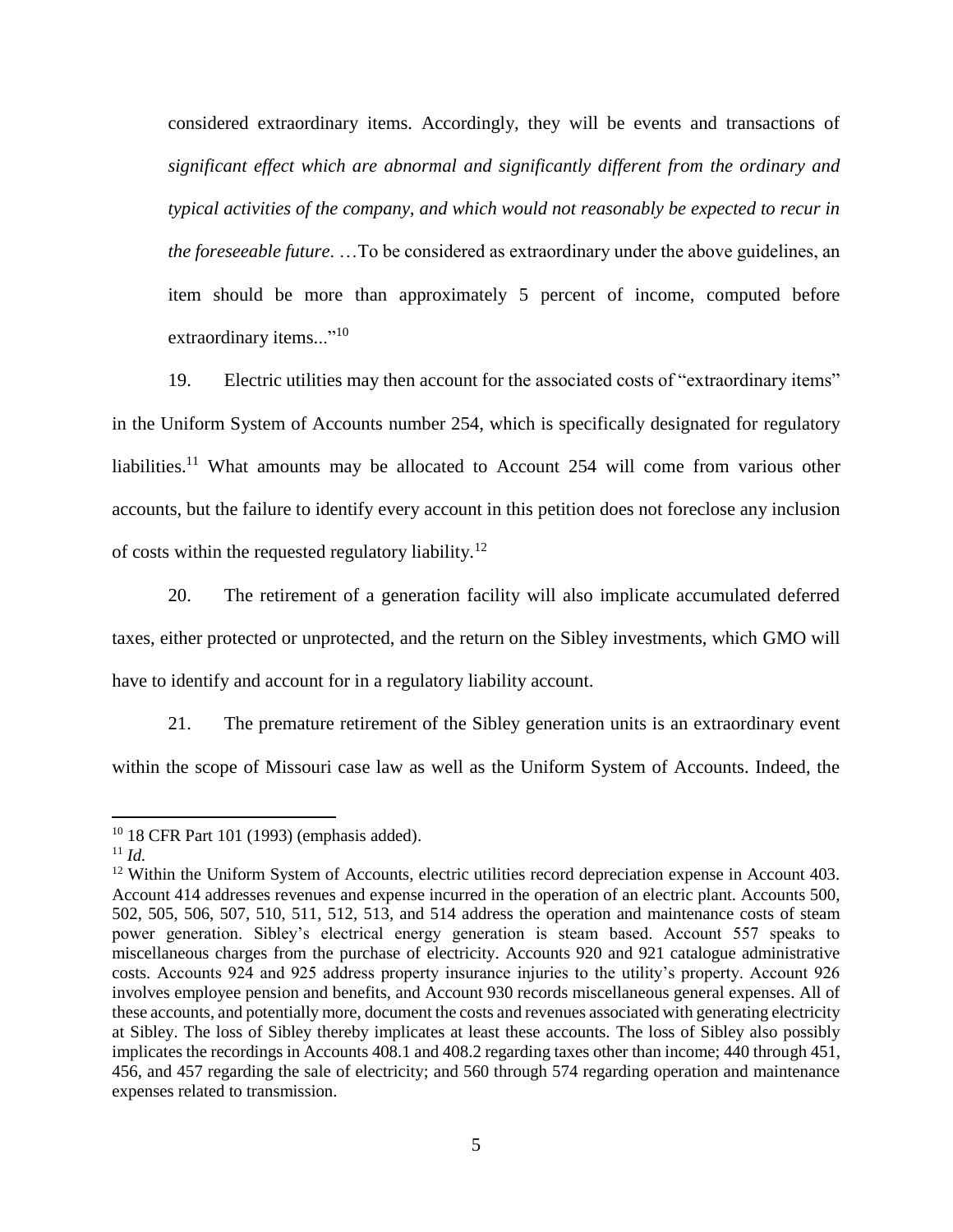considered extraordinary items. Accordingly, they will be events and transactions of *significant effect which are abnormal and significantly different from the ordinary and typical activities of the company, and which would not reasonably be expected to recur in the foreseeable future*. …To be considered as extraordinary under the above guidelines, an item should be more than approximately 5 percent of income, computed before extraordinary items..."[10]

19. Electric utilities may then account for the associated costs of "extraordinary items" in the Uniform System of Accounts number 254, which is specifically designated for regulatory liabilities.[11] What amounts may be allocated to Account 254 will come from various other accounts, but the failure to identify every account in this petition does not foreclose any inclusion of costs within the requested regulatory liability.[12]

20. The retirement of a generation facility will also implicate accumulated deferred taxes, either protected or unprotected, and the return on the Sibley investments, which GMO will have to identify and account for in a regulatory liability account.

21. The premature retirement of the Sibley generation units is an extraordinary event within the scope of Missouri case law as well as the Uniform System of Accounts. Indeed, the

---

[10] 18 CFR Part 101 (1993) (emphasis added).

[11] *Id.*

[12] Within the Uniform System of Accounts, electric utilities record depreciation expense in Account 403. Account 414 addresses revenues and expense incurred in the operation of an electric plant. Accounts 500, 502, 505, 506, 507, 510, 511, 512, 513, and 514 address the operation and maintenance costs of steam power generation. Sibley's electrical energy generation is steam based. Account 557 speaks to miscellaneous charges from the purchase of electricity. Accounts 920 and 921 catalogue administrative costs. Accounts 924 and 925 address property insurance injuries to the utility's property. Account 926 involves employee pension and benefits, and Account 930 records miscellaneous general expenses. All of these accounts, and potentially more, document the costs and revenues associated with generating electricity at Sibley. The loss of Sibley thereby implicates at least these accounts. The loss of Sibley also possibly implicates the recordings in Accounts 408.1 and 408.2 regarding taxes other than income; 440 through 451, 456, and 457 regarding the sale of electricity; and 560 through 574 regarding operation and maintenance expenses related to transmission.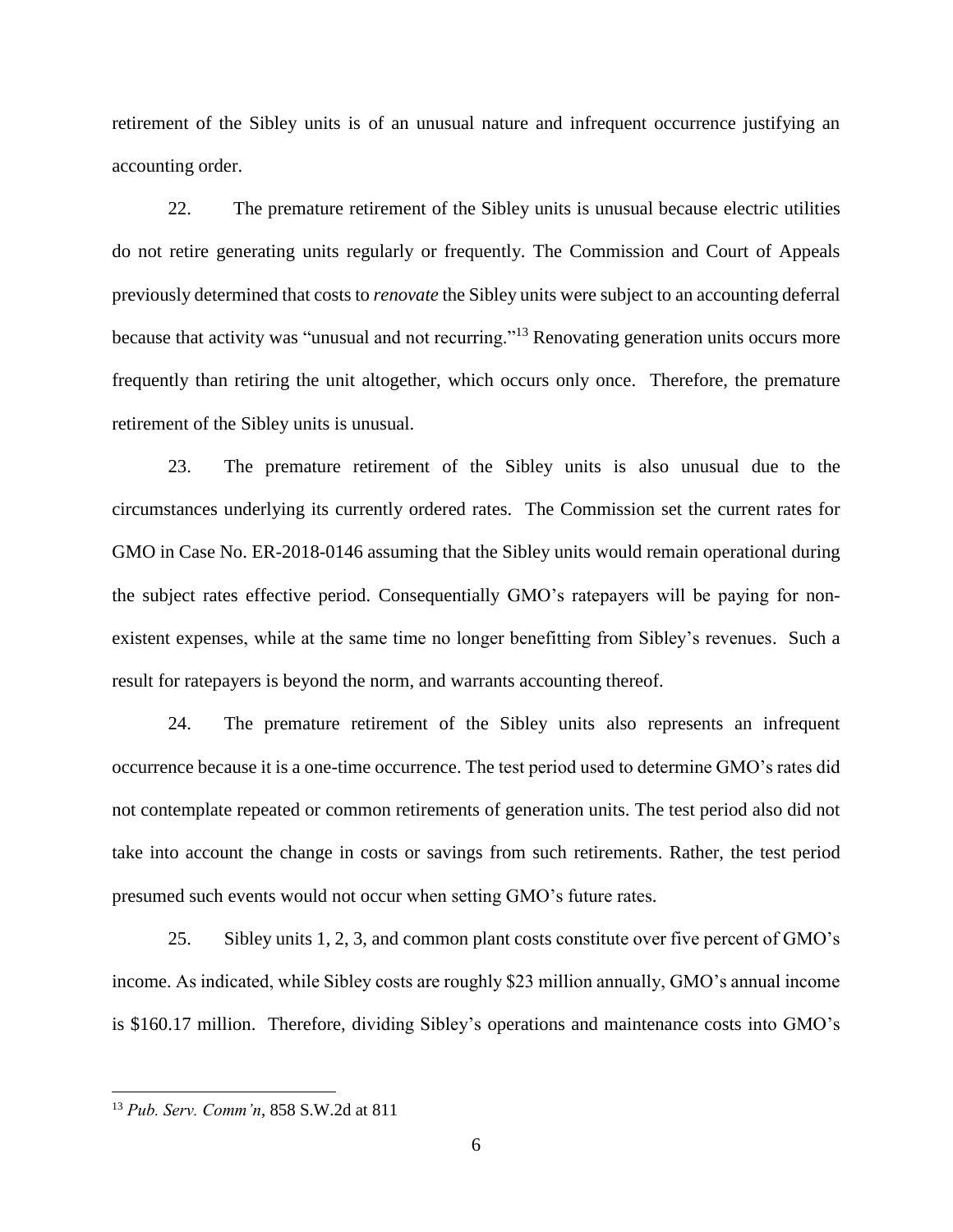retirement of the Sibley units is of an unusual nature and infrequent occurrence justifying an accounting order.

22. The premature retirement of the Sibley units is unusual because electric utilities do not retire generating units regularly or frequently. The Commission and Court of Appeals previously determined that costs to *renovate* the Sibley units were subject to an accounting deferral because that activity was "unusual and not recurring."[13] Renovating generation units occurs more frequently than retiring the unit altogether, which occurs only once. Therefore, the premature retirement of the Sibley units is unusual.

23. The premature retirement of the Sibley units is also unusual due to the circumstances underlying its currently ordered rates. The Commission set the current rates for GMO in Case No. ER-2018-0146 assuming that the Sibley units would remain operational during the subject rates effective period. Consequentially GMO's ratepayers will be paying for non-existent expenses, while at the same time no longer benefitting from Sibley's revenues. Such a result for ratepayers is beyond the norm, and warrants accounting thereof.

24. The premature retirement of the Sibley units also represents an infrequent occurrence because it is a one-time occurrence. The test period used to determine GMO's rates did not contemplate repeated or common retirements of generation units. The test period also did not take into account the change in costs or savings from such retirements. Rather, the test period presumed such events would not occur when setting GMO's future rates.

25. Sibley units 1, 2, 3, and common plant costs constitute over five percent of GMO's income. As indicated, while Sibley costs are roughly \$23 million annually, GMO's annual income is \$160.17 million. Therefore, dividing Sibley's operations and maintenance costs into GMO's

---

[13] *Pub. Serv. Comm'n*, 858 S.W.2d at 811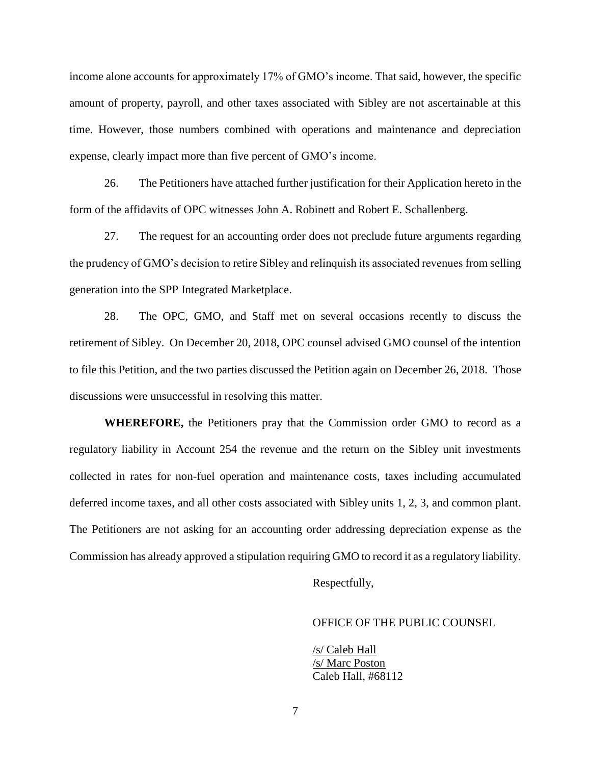income alone accounts for approximately 17% of GMO's income. That said, however, the specific amount of property, payroll, and other taxes associated with Sibley are not ascertainable at this time. However, those numbers combined with operations and maintenance and depreciation expense, clearly impact more than five percent of GMO's income.

26. The Petitioners have attached further justification for their Application hereto in the form of the affidavits of OPC witnesses John A. Robinett and Robert E. Schallenberg.

27. The request for an accounting order does not preclude future arguments regarding the prudency of GMO's decision to retire Sibley and relinquish its associated revenues from selling generation into the SPP Integrated Marketplace.

28. The OPC, GMO, and Staff met on several occasions recently to discuss the retirement of Sibley. On December 20, 2018, OPC counsel advised GMO counsel of the intention to file this Petition, and the two parties discussed the Petition again on December 26, 2018. Those discussions were unsuccessful in resolving this matter.

**WHEREFORE,** the Petitioners pray that the Commission order GMO to record as a regulatory liability in Account 254 the revenue and the return on the Sibley unit investments collected in rates for non-fuel operation and maintenance costs, taxes including accumulated deferred income taxes, and all other costs associated with Sibley units 1, 2, 3, and common plant. The Petitioners are not asking for an accounting order addressing depreciation expense as the Commission has already approved a stipulation requiring GMO to record it as a regulatory liability.

Respectfully,

OFFICE OF THE PUBLIC COUNSEL

/s/ Caleb Hall
/s/ Marc Poston
Caleb Hall, #68112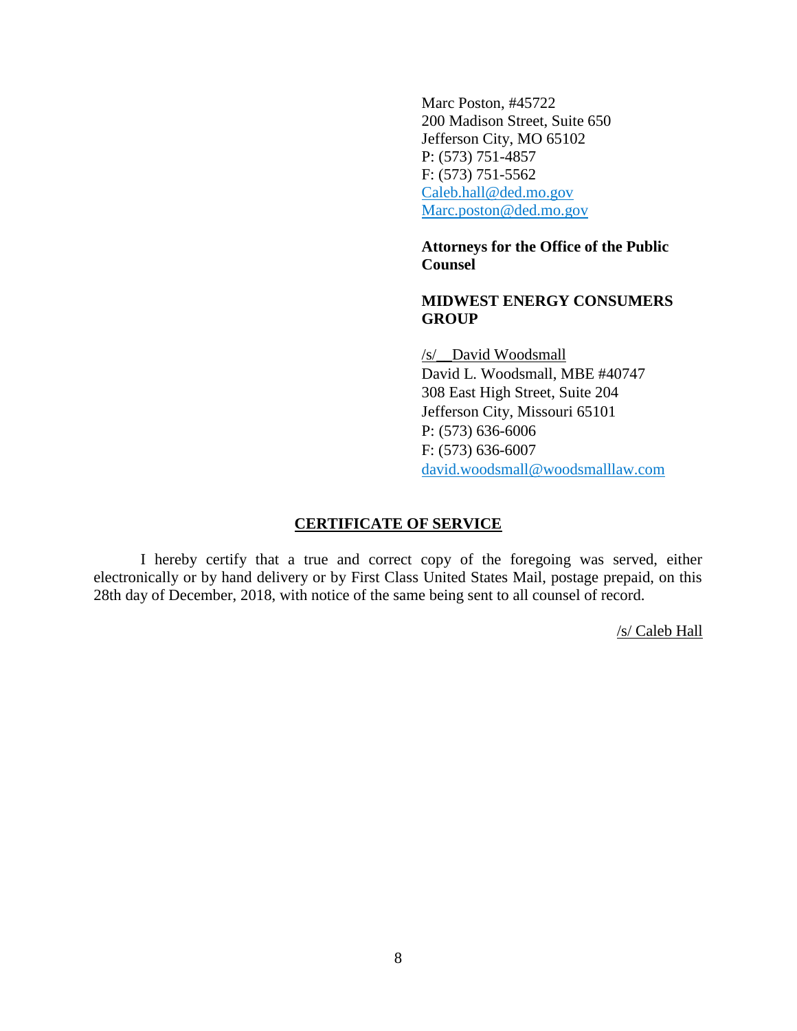Marc Poston, #45722
200 Madison Street, Suite 650
Jefferson City, MO 65102
P: (573) 751-4857
F: (573) 751-5562
Caleb.hall@ded.mo.gov
Marc.poston@ded.mo.gov

**Attorneys for the Office of the Public Counsel**

**MIDWEST ENERGY CONSUMERS GROUP**

/s/__David Woodsmall
David L. Woodsmall, MBE #40747
308 East High Street, Suite 204
Jefferson City, Missouri 65101
P: (573) 636-6006
F: (573) 636-6007
david.woodsmall@woodsmalllaw.com

**CERTIFICATE OF SERVICE**

I hereby certify that a true and correct copy of the foregoing was served, either electronically or by hand delivery or by First Class United States Mail, postage prepaid, on this 28th day of December, 2018, with notice of the same being sent to all counsel of record.

/s/ Caleb Hall